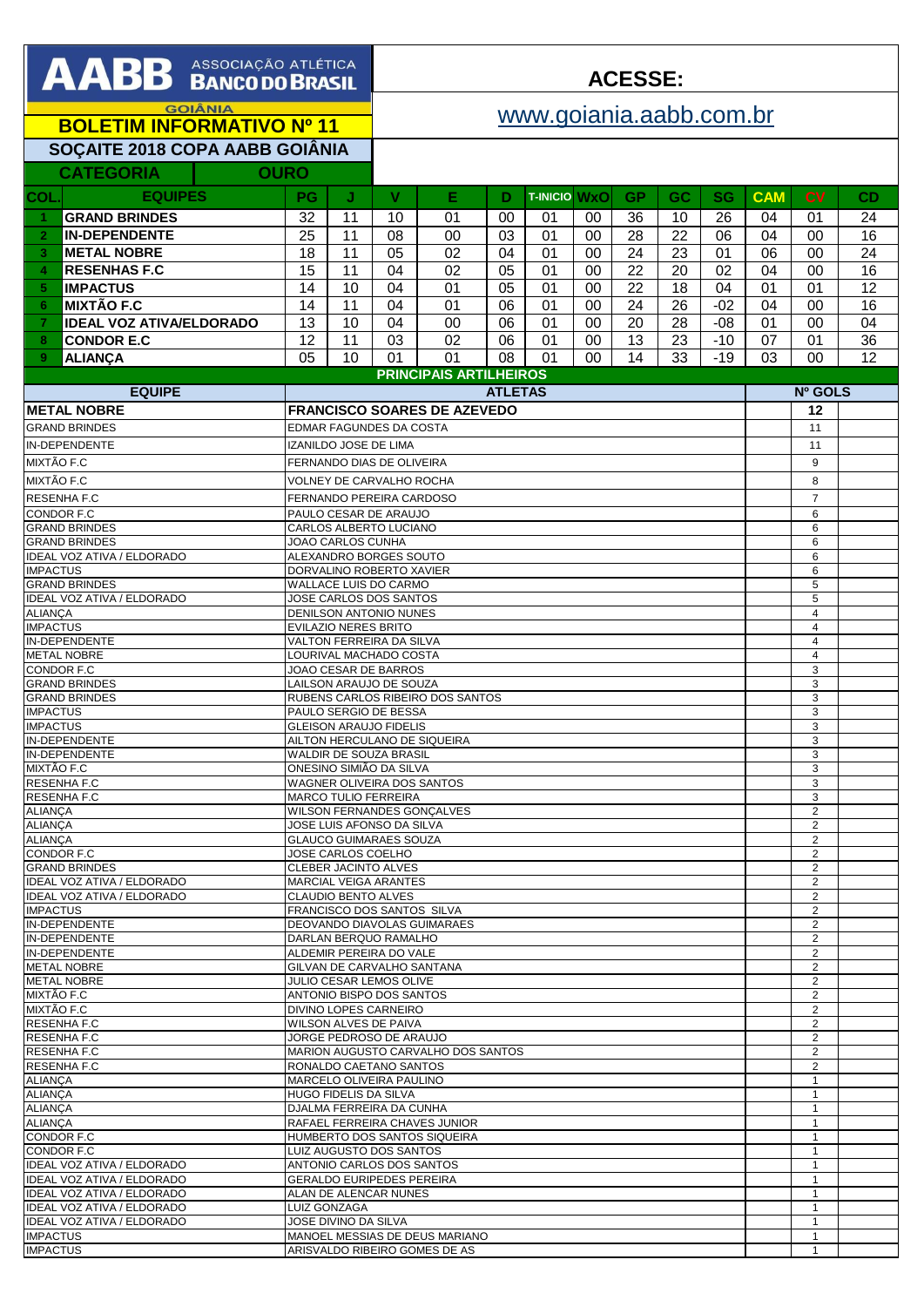**AABB ASSOCIAÇÃO ATLÉTICA BANCO DO BRASIL**

GOIÂNIA

**BOLETIM INFORMATIVO Nº 11**

**ACESSE:**

www.goiania.aabb.com.br

**SOÇAITE 2018 COPA AABB GOIÂNIA**

**CATEGORIA OURO**

| COL. | EQUIPES | PG | J | V | E | D | T-INICIO | WxO | GP | GC | SG | CAM | CV | CD |
|---|---|---|---|---|---|---|---|---|---|---|---|---|---|---|
| 1 | GRAND BRINDES | 32 | 11 | 10 | 01 | 00 | 01 | 00 | 36 | 10 | 26 | 04 | 01 | 24 |
| 2 | IN-DEPENDENTE | 25 | 11 | 08 | 00 | 03 | 01 | 00 | 28 | 22 | 06 | 04 | 00 | 16 |
| 3 | METAL NOBRE | 18 | 11 | 05 | 02 | 04 | 01 | 00 | 24 | 23 | 01 | 06 | 00 | 24 |
| 4 | RESENHAS F.C | 15 | 11 | 04 | 02 | 05 | 01 | 00 | 22 | 20 | 02 | 04 | 00 | 16 |
| 5 | IMPACTUS | 14 | 10 | 04 | 01 | 05 | 01 | 00 | 22 | 18 | 04 | 01 | 01 | 12 |
| 6 | MIXTÃO F.C | 14 | 11 | 04 | 01 | 06 | 01 | 00 | 24 | 26 | -02 | 04 | 00 | 16 |
| 7 | IDEAL VOZ ATIVA/ELDORADO | 13 | 10 | 04 | 00 | 06 | 01 | 00 | 20 | 28 | -08 | 01 | 00 | 04 |
| 8 | CONDOR E.C | 12 | 11 | 03 | 02 | 06 | 01 | 00 | 13 | 23 | -10 | 07 | 01 | 36 |
| 9 | ALIANÇA | 05 | 10 | 01 | 01 | 08 | 01 | 00 | 14 | 33 | -19 | 03 | 00 | 12 |

**PRINCIPAIS ARTILHEIROS**

| EQUIPE | ATLETAS | Nº GOLS |
|---|---|---|
| METAL NOBRE | FRANCISCO SOARES DE AZEVEDO | 12 |
| GRAND BRINDES | EDMAR FAGUNDES DA COSTA | 11 |
| IN-DEPENDENTE | IZANILDO JOSE DE LIMA | 11 |
| MIXTÃO F.C | FERNANDO DIAS DE OLIVEIRA | 9 |
| MIXTÃO F.C | VOLNEY DE CARVALHO ROCHA | 8 |
| RESENHA F.C | FERNANDO PEREIRA CARDOSO | 7 |
| CONDOR F.C | PAULO CESAR DE ARAUJO | 6 |
| GRAND BRINDES | CARLOS ALBERTO LUCIANO | 6 |
| GRAND BRINDES | JOAO CARLOS CUNHA | 6 |
| IDEAL VOZ ATIVA / ELDORADO | ALEXANDRO BORGES SOUTO | 6 |
| IMPACTUS | DORVALINO ROBERTO XAVIER | 6 |
| GRAND BRINDES | WALLACE LUIS DO CARMO | 5 |
| IDEAL VOZ ATIVA / ELDORADO | JOSE CARLOS DOS SANTOS | 5 |
| ALIANÇA | DENILSON ANTONIO NUNES | 4 |
| IMPACTUS | EVILAZIO NERES BRITO | 4 |
| IN-DEPENDENTE | VALTON FERREIRA DA SILVA | 4 |
| METAL NOBRE | LOURIVAL MACHADO COSTA | 4 |
| CONDOR F.C | JOAO CESAR DE BARROS | 3 |
| GRAND BRINDES | LAILSON ARAUJO DE SOUZA | 3 |
| GRAND BRINDES | RUBENS CARLOS RIBEIRO DOS SANTOS | 3 |
| IMPACTUS | PAULO SERGIO DE BESSA | 3 |
| IMPACTUS | GLEISON ARAUJO FIDELIS | 3 |
| IN-DEPENDENTE | AILTON HERCULANO DE SIQUEIRA | 3 |
| IN-DEPENDENTE | WALDIR DE SOUZA BRASIL | 3 |
| MIXTÃO F.C | ONESINO SIMIÃO DA SILVA | 3 |
| RESENHA F.C | WAGNER OLIVEIRA DOS SANTOS | 3 |
| RESENHA F.C | MARCO TULIO FERREIRA | 3 |
| ALIANÇA | WILSON FERNANDES GONÇALVES | 2 |
| ALIANÇA | JOSE LUIS AFONSO DA SILVA | 2 |
| ALIANÇA | GLAUCO GUIMARAES SOUZA | 2 |
| CONDOR F.C | JOSE CARLOS COELHO | 2 |
| GRAND BRINDES | CLEBER JACINTO ALVES | 2 |
| IDEAL VOZ ATIVA / ELDORADO | MARCIAL VEIGA ARANTES | 2 |
| IDEAL VOZ ATIVA / ELDORADO | CLAUDIO BENTO ALVES | 2 |
| IMPACTUS | FRANCISCO DOS SANTOS SILVA | 2 |
| IN-DEPENDENTE | DEOVANDO DIAVOLAS GUIMARAES | 2 |
| IN-DEPENDENTE | DARLAN BERQUO RAMALHO | 2 |
| IN-DEPENDENTE | ALDEMIR PEREIRA DO VALE | 2 |
| METAL NOBRE | GILVAN DE CARVALHO SANTANA | 2 |
| METAL NOBRE | JULIO CESAR LEMOS OLIVE | 2 |
| MIXTÃO F.C | ANTONIO BISPO DOS SANTOS | 2 |
| MIXTÃO F.C | DIVINO LOPES CARNEIRO | 2 |
| RESENHA F.C | WILSON ALVES DE PAIVA | 2 |
| RESENHA F.C | JORGE PEDROSO DE ARAUJO | 2 |
| RESENHA F.C | MARION AUGUSTO CARVALHO DOS SANTOS | 2 |
| RESENHA F.C | RONALDO CAETANO SANTOS | 2 |
| ALIANÇA | MARCELO OLIVEIRA PAULINO | 1 |
| ALIANÇA | HUGO FIDELIS DA SILVA | 1 |
| ALIANÇA | DJALMA FERREIRA DA CUNHA | 1 |
| ALIANÇA | RAFAEL FERREIRA CHAVES JUNIOR | 1 |
| CONDOR F.C | HUMBERTO DOS SANTOS SIQUEIRA | 1 |
| CONDOR F.C | LUIZ AUGUSTO DOS SANTOS | 1 |
| IDEAL VOZ ATIVA / ELDORADO | ANTONIO CARLOS DOS SANTOS | 1 |
| IDEAL VOZ ATIVA / ELDORADO | GERALDO EURIPEDES PEREIRA | 1 |
| IDEAL VOZ ATIVA / ELDORADO | ALAN DE ALENCAR NUNES | 1 |
| IDEAL VOZ ATIVA / ELDORADO | LUIZ GONZAGA | 1 |
| IDEAL VOZ ATIVA / ELDORADO | JOSE DIVINO DA SILVA | 1 |
| IMPACTUS | MANOEL MESSIAS DE DEUS MARIANO | 1 |
| IMPACTUS | ARISVALDO RIBEIRO GOMES DE AS | 1 |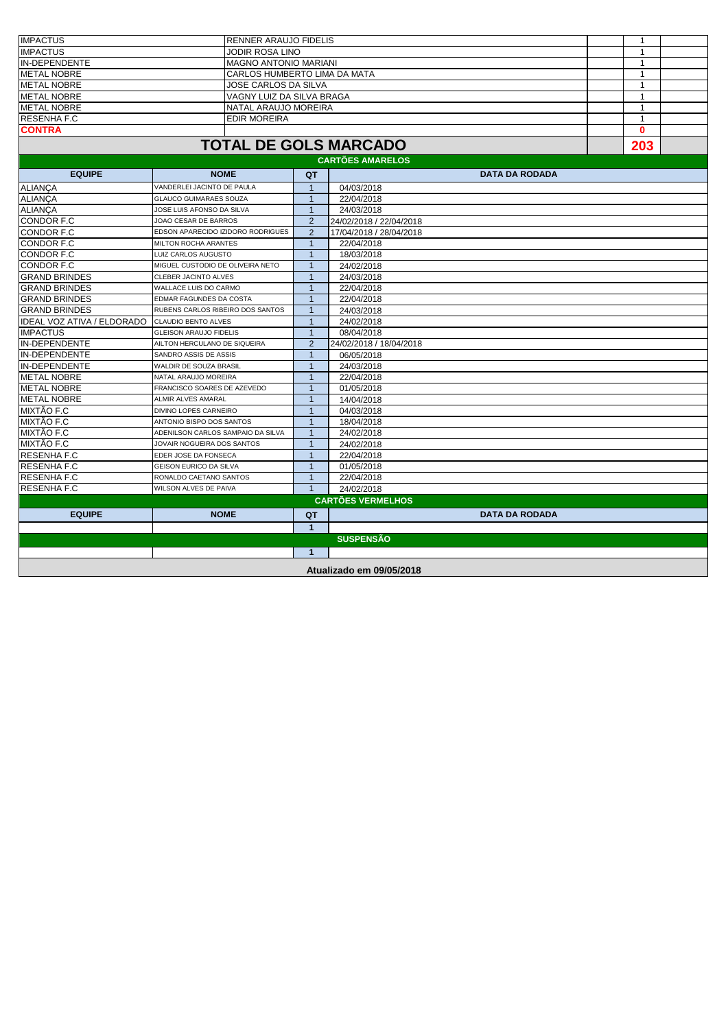| | | | |
|---|---|---|---|
| IMPACTUS | RENNER ARAUJO FIDELIS | 1 | |
| IMPACTUS | JODIR ROSA LINO | 1 | |
| IN-DEPENDENTE | MAGNO ANTONIO MARIANI | 1 | |
| METAL NOBRE | CARLOS HUMBERTO LIMA DA MATA | 1 | |
| METAL NOBRE | JOSE CARLOS DA SILVA | 1 | |
| METAL NOBRE | VAGNY LUIZ DA SILVA BRAGA | 1 | |
| METAL NOBRE | NATAL ARAUJO MOREIRA | 1 | |
| RESENHA F.C | EDIR MOREIRA | 1 | |
| **CONTRA** | | **0** | |

## TOTAL DE GOLS MARCADO **203**

### CARTÕES AMARELOS

| EQUIPE | NOME | QT | DATA DA RODADA |
|---|---|---|---|
| ALIANÇA | VANDERLEI JACINTO DE PAULA | 1 | 04/03/2018 |
| ALIANÇA | GLAUCO GUIMARAES SOUZA | 1 | 22/04/2018 |
| ALIANÇA | JOSE LUIS AFONSO DA SILVA | 1 | 24/03/2018 |
| CONDOR F.C | JOAO CESAR DE BARROS | 2 | 24/02/2018 / 22/04/2018 |
| CONDOR F.C | EDSON APARECIDO IZIDORO RODRIGUES | 2 | 17/04/2018 / 28/04/2018 |
| CONDOR F.C | MILTON ROCHA ARANTES | 1 | 22/04/2018 |
| CONDOR F.C | LUIZ CARLOS AUGUSTO | 1 | 18/03/2018 |
| CONDOR F.C | MIGUEL CUSTODIO DE OLIVEIRA NETO | 1 | 24/02/2018 |
| GRAND BRINDES | CLEBER JACINTO ALVES | 1 | 24/03/2018 |
| GRAND BRINDES | WALLACE LUIS DO CARMO | 1 | 22/04/2018 |
| GRAND BRINDES | EDMAR FAGUNDES DA COSTA | 1 | 22/04/2018 |
| GRAND BRINDES | RUBENS CARLOS RIBEIRO DOS SANTOS | 1 | 24/03/2018 |
| IDEAL VOZ ATIVA / ELDORADO | CLAUDIO BENTO ALVES | 1 | 24/02/2018 |
| IMPACTUS | GLEISON ARAUJO FIDELIS | 1 | 08/04/2018 |
| IN-DEPENDENTE | AILTON HERCULANO DE SIQUEIRA | 2 | 24/02/2018 / 18/04/2018 |
| IN-DEPENDENTE | SANDRO ASSIS DE ASSIS | 1 | 06/05/2018 |
| IN-DEPENDENTE | WALDIR DE SOUZA BRASIL | 1 | 24/03/2018 |
| METAL NOBRE | NATAL ARAUJO MOREIRA | 1 | 22/04/2018 |
| METAL NOBRE | FRANCISCO SOARES DE AZEVEDO | 1 | 01/05/2018 |
| METAL NOBRE | ALMIR ALVES AMARAL | 1 | 14/04/2018 |
| MIXTÃO F.C | DIVINO LOPES CARNEIRO | 1 | 04/03/2018 |
| MIXTÃO F.C | ANTONIO BISPO DOS SANTOS | 1 | 18/04/2018 |
| MIXTÃO F.C | ADENILSON CARLOS SAMPAIO DA SILVA | 1 | 24/02/2018 |
| MIXTÃO F.C | JOVAIR NOGUEIRA DOS SANTOS | 1 | 24/02/2018 |
| RESENHA F.C | EDER JOSE DA FONSECA | 1 | 22/04/2018 |
| RESENHA F.C | GEISON EURICO DA SILVA | 1 | 01/05/2018 |
| RESENHA F.C | RONALDO CAETANO SANTOS | 1 | 22/04/2018 |
| RESENHA F.C | WILSON ALVES DE PAIVA | 1 | 24/02/2018 |

### CARTÕES VERMELHOS

| EQUIPE | NOME | QT | DATA DA RODADA |
|---|---|---|---|
| | | 1 | |

### SUSPENSÃO

| | | | |
|---|---|---|---|
| | | 1 | |

**Atualizado em 09/05/2018**